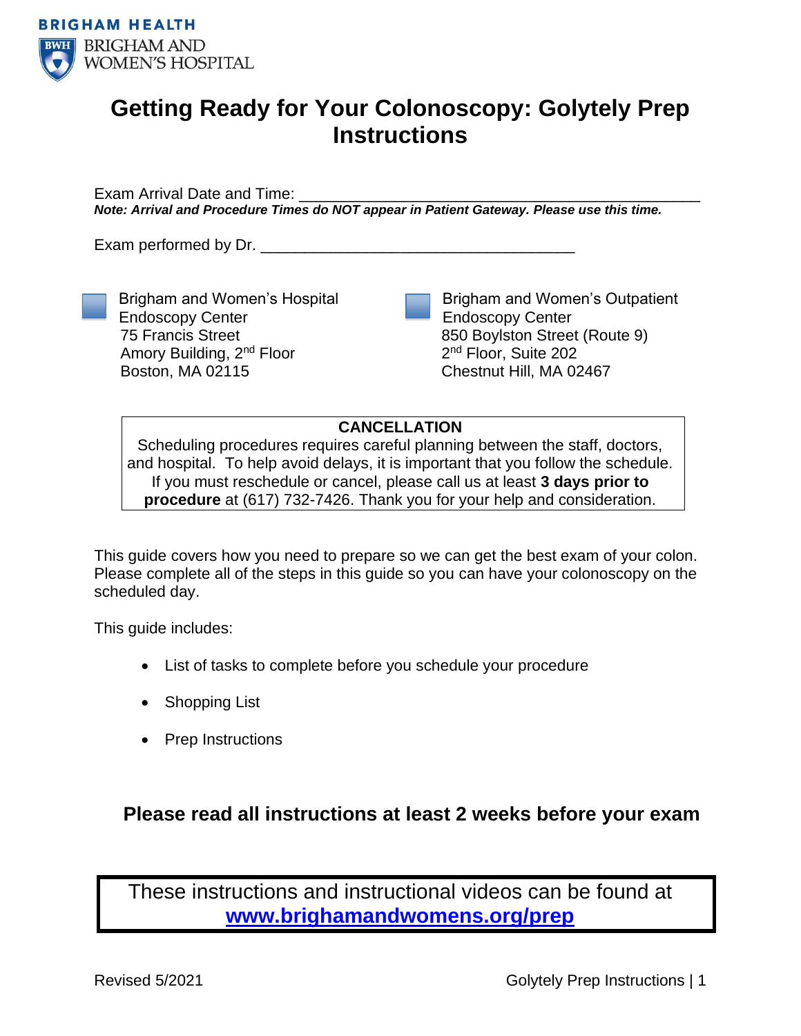BRIGHAM HEALTH

BRIGHAM AND WOMEN'S HOSPITAL

# Getting Ready for Your Colonoscopy: Golytely Prep Instructions

Exam Arrival Date and Time: ______________________________________________

***Note: Arrival and Procedure Times do NOT appear in Patient Gateway. Please use this time.***

Exam performed by Dr. ___________________________________

- [ ] Brigham and Women's Hospital Endoscopy Center
  75 Francis Street
  Amory Building, 2nd Floor
  Boston, MA 02115

- [ ] Brigham and Women's Outpatient Endoscopy Center
  850 Boylston Street (Route 9)
  2nd Floor, Suite 202
  Chestnut Hill, MA 02467

**CANCELLATION**

Scheduling procedures requires careful planning between the staff, doctors, and hospital. To help avoid delays, it is important that you follow the schedule. If you must reschedule or cancel, please call us at least **3 days prior to procedure** at (617) 732-7426. Thank you for your help and consideration.

This guide covers how you need to prepare so we can get the best exam of your colon. Please complete all of the steps in this guide so you can have your colonoscopy on the scheduled day.

This guide includes:

- List of tasks to complete before you schedule your procedure
- Shopping List
- Prep Instructions

### Please read all instructions at least 2 weeks before your exam

These instructions and instructional videos can be found at **www.brighamandwomens.org/prep**

Revised 5/2021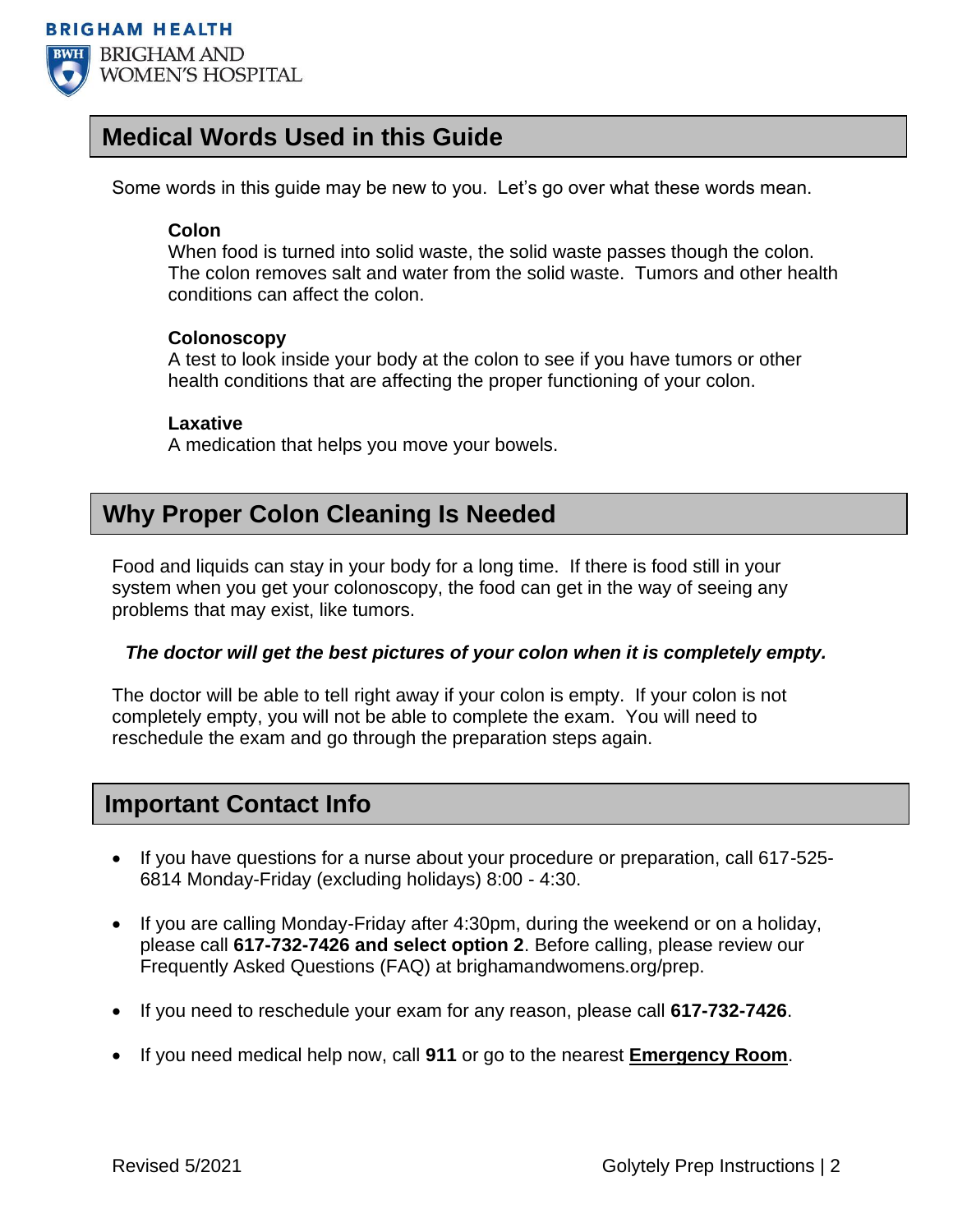## Medical Words Used in this Guide

Some words in this guide may be new to you. Let's go over what these words mean.

**Colon**
When food is turned into solid waste, the solid waste passes though the colon. The colon removes salt and water from the solid waste. Tumors and other health conditions can affect the colon.

**Colonoscopy**
A test to look inside your body at the colon to see if you have tumors or other health conditions that are affecting the proper functioning of your colon.

**Laxative**
A medication that helps you move your bowels.

## Why Proper Colon Cleaning Is Needed

Food and liquids can stay in your body for a long time. If there is food still in your system when you get your colonoscopy, the food can get in the way of seeing any problems that may exist, like tumors.

***The doctor will get the best pictures of your colon when it is completely empty.***

The doctor will be able to tell right away if your colon is empty. If your colon is not completely empty, you will not be able to complete the exam. You will need to reschedule the exam and go through the preparation steps again.

## Important Contact Info

- If you have questions for a nurse about your procedure or preparation, call 617-525-6814 Monday-Friday (excluding holidays) 8:00 - 4:30.
- If you are calling Monday-Friday after 4:30pm, during the weekend or on a holiday, please call **617-732-7426 and select option 2**. Before calling, please review our Frequently Asked Questions (FAQ) at brighamandwomens.org/prep.
- If you need to reschedule your exam for any reason, please call **617-732-7426**.
- If you need medical help now, call **911** or go to the nearest **Emergency Room**.

Revised 5/2021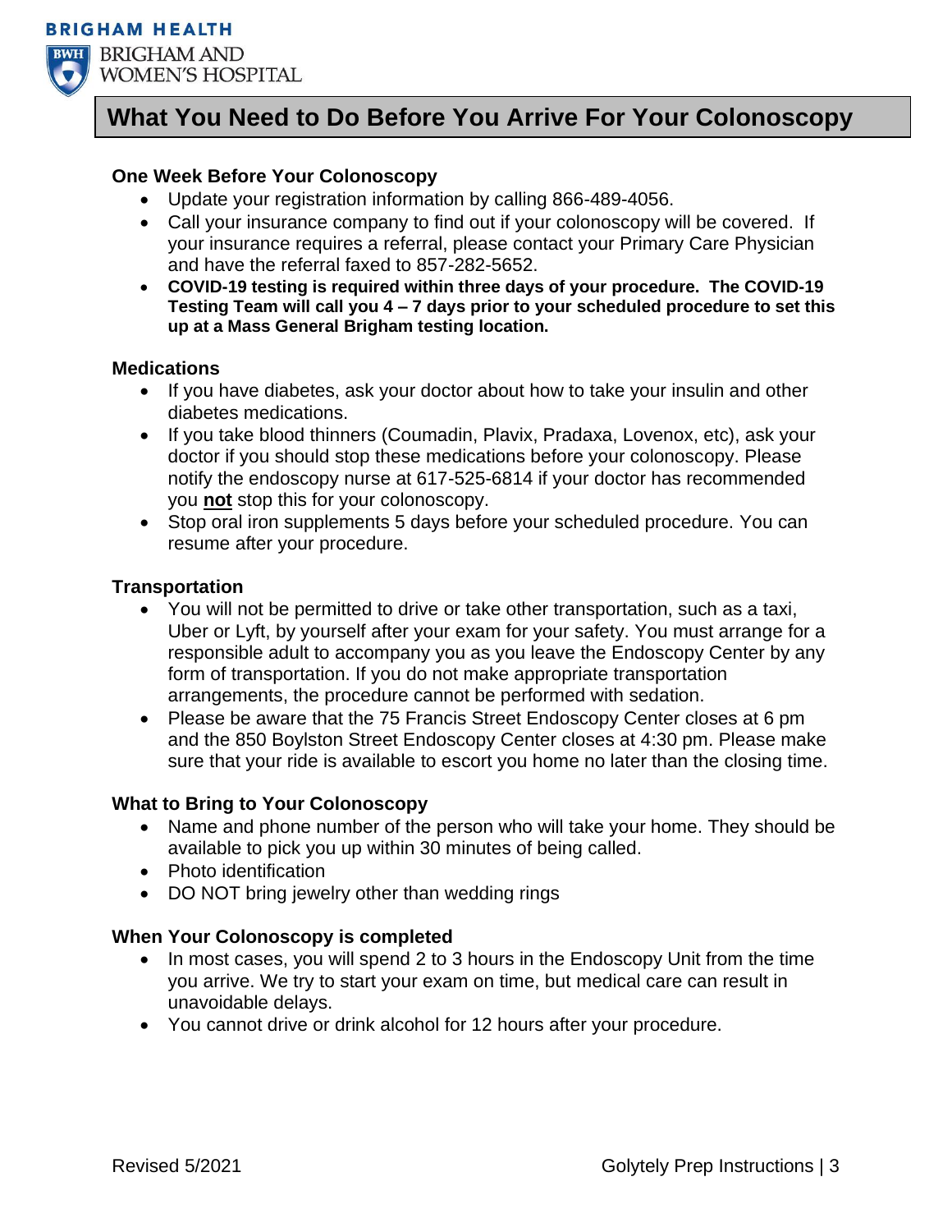# What You Need to Do Before You Arrive For Your Colonoscopy

### One Week Before Your Colonoscopy

- Update your registration information by calling 866-489-4056.
- Call your insurance company to find out if your colonoscopy will be covered. If your insurance requires a referral, please contact your Primary Care Physician and have the referral faxed to 857-282-5652.
- **COVID-19 testing is required within three days of your procedure. The COVID-19 Testing Team will call you 4 – 7 days prior to your scheduled procedure to set this up at a Mass General Brigham testing location.**

### Medications

- If you have diabetes, ask your doctor about how to take your insulin and other diabetes medications.
- If you take blood thinners (Coumadin, Plavix, Pradaxa, Lovenox, etc), ask your doctor if you should stop these medications before your colonoscopy. Please notify the endoscopy nurse at 617-525-6814 if your doctor has recommended you **not** stop this for your colonoscopy.
- Stop oral iron supplements 5 days before your scheduled procedure. You can resume after your procedure.

### Transportation

- You will not be permitted to drive or take other transportation, such as a taxi, Uber or Lyft, by yourself after your exam for your safety. You must arrange for a responsible adult to accompany you as you leave the Endoscopy Center by any form of transportation. If you do not make appropriate transportation arrangements, the procedure cannot be performed with sedation.
- Please be aware that the 75 Francis Street Endoscopy Center closes at 6 pm and the 850 Boylston Street Endoscopy Center closes at 4:30 pm. Please make sure that your ride is available to escort you home no later than the closing time.

### What to Bring to Your Colonoscopy

- Name and phone number of the person who will take your home. They should be available to pick you up within 30 minutes of being called.
- Photo identification
- DO NOT bring jewelry other than wedding rings

### When Your Colonoscopy is completed

- In most cases, you will spend 2 to 3 hours in the Endoscopy Unit from the time you arrive. We try to start your exam on time, but medical care can result in unavoidable delays.
- You cannot drive or drink alcohol for 12 hours after your procedure.

Revised 5/2021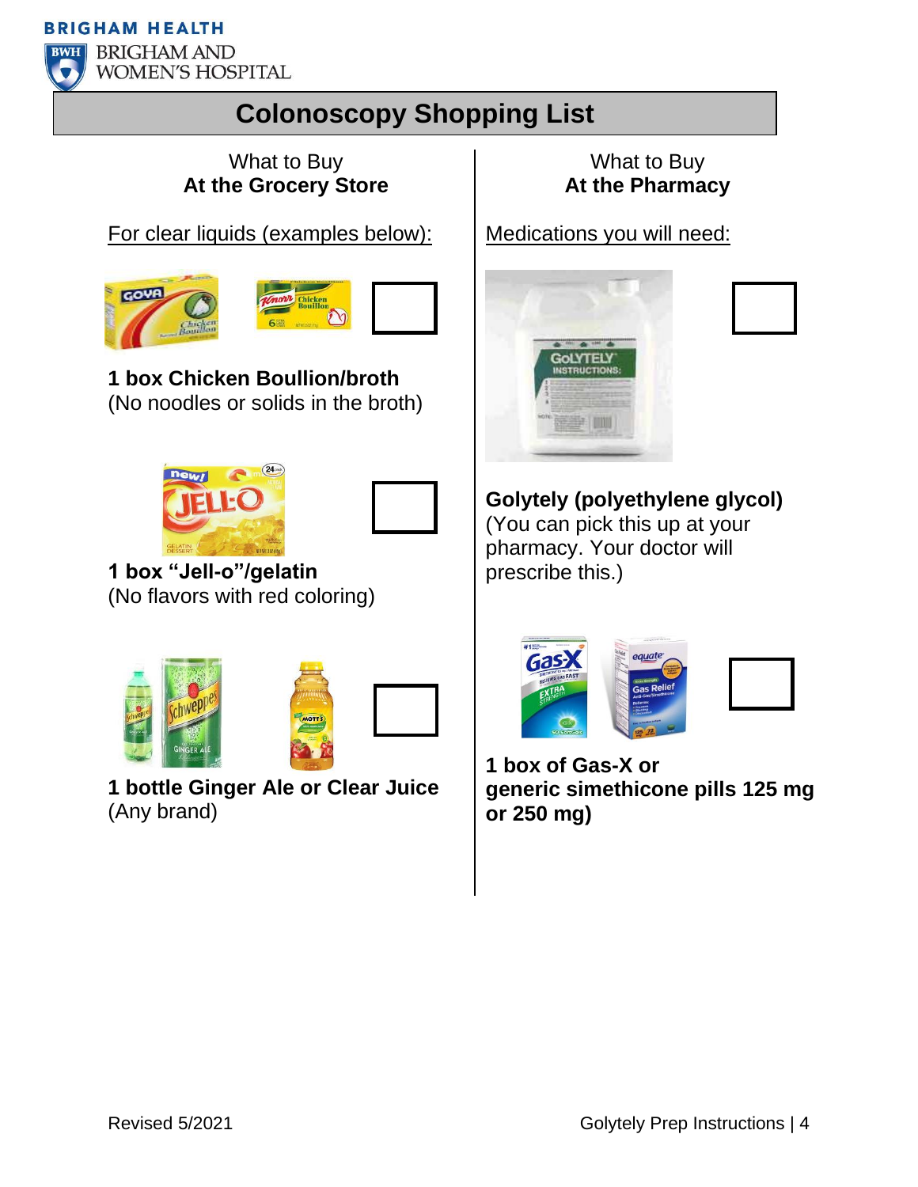BRIGHAM HEALTH

BRIGHAM AND WOMEN'S HOSPITAL

# Colonoscopy Shopping List

## What to Buy **At the Grocery Store**

For clear liquids (examples below):

☐ **1 box Chicken Boullion/broth**
(No noodles or solids in the broth)

☐ **1 box "Jell-o"/gelatin**
(No flavors with red coloring)

☐ **1 bottle Ginger Ale or Clear Juice**
(Any brand)

## What to Buy **At the Pharmacy**

Medications you will need:

☐ **Golytely (polyethylene glycol)**
(You can pick this up at your pharmacy. Your doctor will prescribe this.)

☐ **1 box of Gas-X or generic simethicone pills 125 mg or 250 mg)**

Revised 5/2021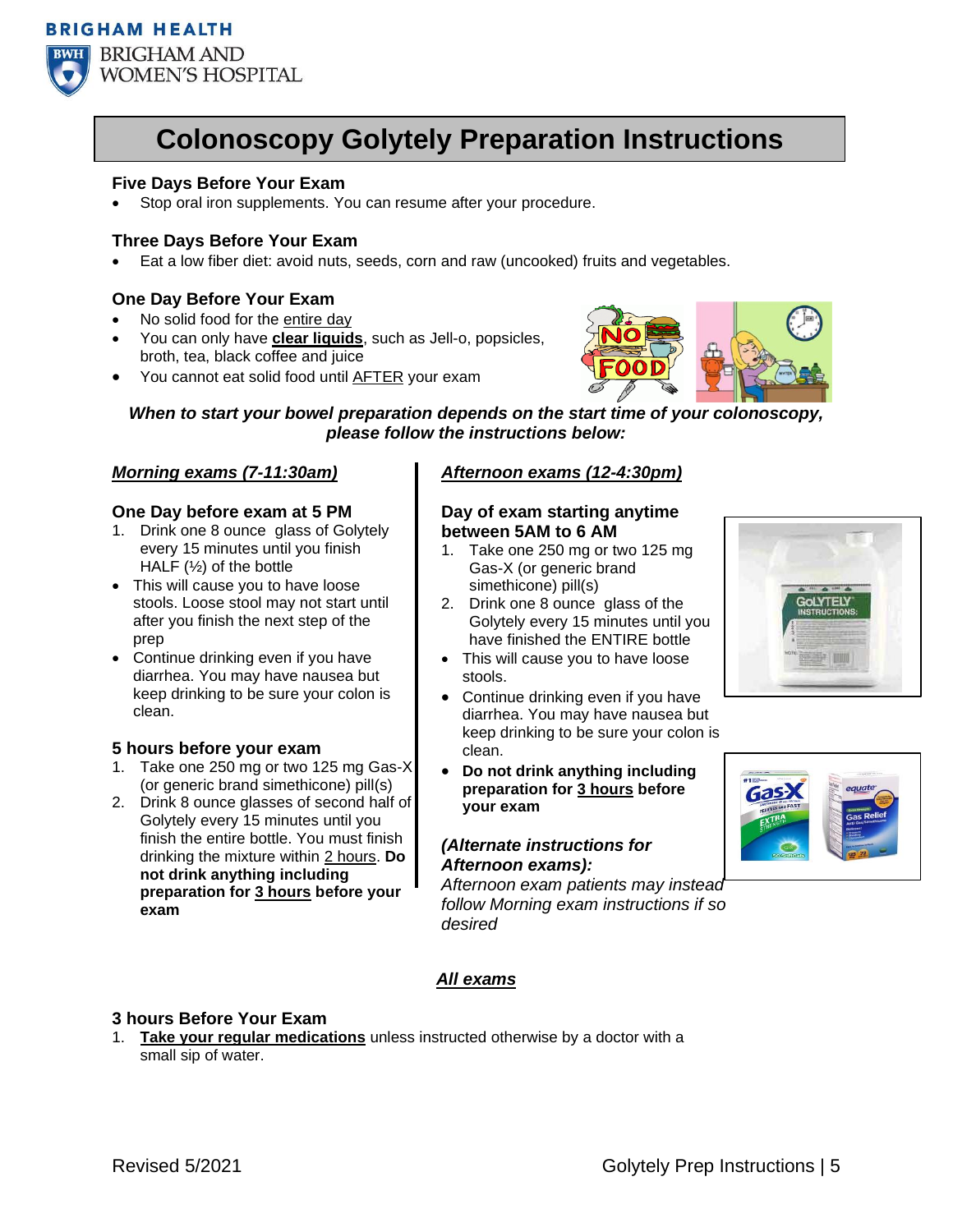BRIGHAM HEALTH

BRIGHAM AND WOMEN'S HOSPITAL

# Colonoscopy Golytely Preparation Instructions

### Five Days Before Your Exam

- Stop oral iron supplements. You can resume after your procedure.

### Three Days Before Your Exam

- Eat a low fiber diet: avoid nuts, seeds, corn and raw (uncooked) fruits and vegetables.

### One Day Before Your Exam

- No solid food for the entire day
- You can only have **clear liquids**, such as Jell-o, popsicles, broth, tea, black coffee and juice
- You cannot eat solid food until AFTER your exam

***When to start your bowel preparation depends on the start time of your colonoscopy, please follow the instructions below:***

## *Morning exams (7-11:30am)*

### One Day before exam at 5 PM

1. Drink one 8 ounce glass of Golytely every 15 minutes until you finish HALF (½) of the bottle

- This will cause you to have loose stools. Loose stool may not start until after you finish the next step of the prep
- Continue drinking even if you have diarrhea. You may have nausea but keep drinking to be sure your colon is clean.

### 5 hours before your exam

1. Take one 250 mg or two 125 mg Gas-X (or generic brand simethicone) pill(s)
2. Drink 8 ounce glasses of second half of Golytely every 15 minutes until you finish the entire bottle. You must finish drinking the mixture within 2 hours. **Do not drink anything including preparation for 3 hours before your exam**

## *Afternoon exams (12-4:30pm)*

### Day of exam starting anytime between 5AM to 6 AM

1. Take one 250 mg or two 125 mg Gas-X (or generic brand simethicone) pill(s)
2. Drink one 8 ounce glass of the Golytely every 15 minutes until you have finished the ENTIRE bottle

- This will cause you to have loose stools.
- Continue drinking even if you have diarrhea. You may have nausea but keep drinking to be sure your colon is clean.
- **Do not drink anything including preparation for 3 hours before your exam**

***(Alternate instructions for Afternoon exams):***

*Afternoon exam patients may instead follow Morning exam instructions if so desired*

## *All exams*

### 3 hours Before Your Exam

1. **Take your regular medications** unless instructed otherwise by a doctor with a small sip of water.

Revised 5/2021